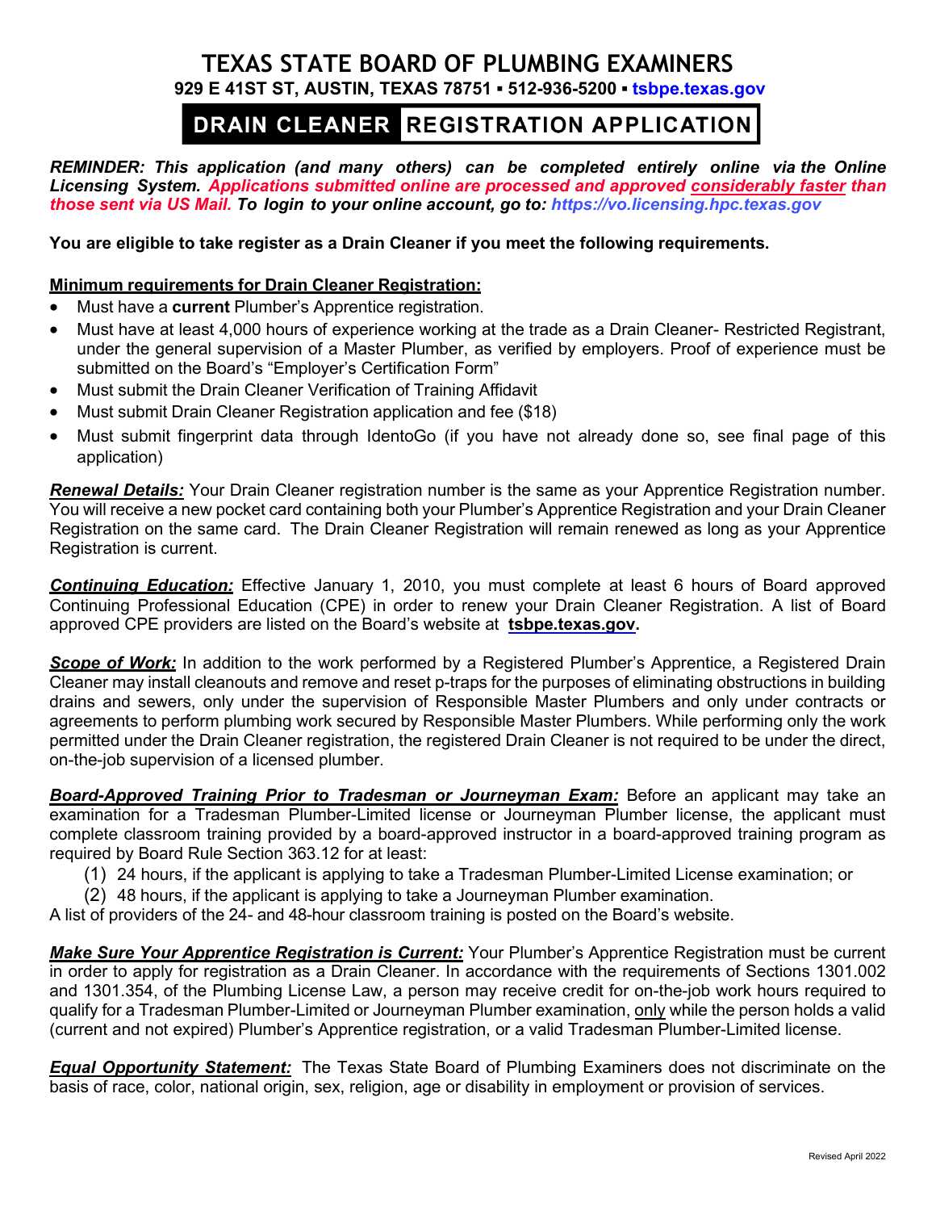# TEXAS STATE BOARD OF PLUMBING EXAMINERS

**929 E 41ST ST, AUSTIN, TEXAS 78751 ▪ 512-936-5200 ▪ tsbpe.texas.gov**

## DRAIN CLEANER REGISTRATION APPLICATION

***REMINDER: This application (and many others) can be completed entirely online via the Online Licensing System. Applications submitted online are processed and approved considerably faster than those sent via US Mail. To login to your online account, go to: https://vo.licensing.hpc.texas.gov***

**You are eligible to take register as a Drain Cleaner if you meet the following requirements.**

**Minimum requirements for Drain Cleaner Registration:**

- Must have a **current** Plumber's Apprentice registration.
- Must have at least 4,000 hours of experience working at the trade as a Drain Cleaner- Restricted Registrant, under the general supervision of a Master Plumber, as verified by employers. Proof of experience must be submitted on the Board's "Employer's Certification Form"
- Must submit the Drain Cleaner Verification of Training Affidavit
- Must submit Drain Cleaner Registration application and fee ($18)
- Must submit fingerprint data through IdentoGo (if you have not already done so, see final page of this application)

***Renewal Details:*** Your Drain Cleaner registration number is the same as your Apprentice Registration number. You will receive a new pocket card containing both your Plumber's Apprentice Registration and your Drain Cleaner Registration on the same card. The Drain Cleaner Registration will remain renewed as long as your Apprentice Registration is current.

***Continuing Education:*** Effective January 1, 2010, you must complete at least 6 hours of Board approved Continuing Professional Education (CPE) in order to renew your Drain Cleaner Registration. A list of Board approved CPE providers are listed on the Board's website at **tsbpe.texas.gov**.

***Scope of Work:*** In addition to the work performed by a Registered Plumber's Apprentice, a Registered Drain Cleaner may install cleanouts and remove and reset p-traps for the purposes of eliminating obstructions in building drains and sewers, only under the supervision of Responsible Master Plumbers and only under contracts or agreements to perform plumbing work secured by Responsible Master Plumbers. While performing only the work permitted under the Drain Cleaner registration, the registered Drain Cleaner is not required to be under the direct, on-the-job supervision of a licensed plumber.

***Board-Approved Training Prior to Tradesman or Journeyman Exam:*** Before an applicant may take an examination for a Tradesman Plumber-Limited license or Journeyman Plumber license, the applicant must complete classroom training provided by a board-approved instructor in a board-approved training program as required by Board Rule Section 363.12 for at least:

1. 24 hours, if the applicant is applying to take a Tradesman Plumber-Limited License examination; or
2. 48 hours, if the applicant is applying to take a Journeyman Plumber examination.

A list of providers of the 24- and 48-hour classroom training is posted on the Board's website.

***Make Sure Your Apprentice Registration is Current:*** Your Plumber's Apprentice Registration must be current in order to apply for registration as a Drain Cleaner. In accordance with the requirements of Sections 1301.002 and 1301.354, of the Plumbing License Law, a person may receive credit for on-the-job work hours required to qualify for a Tradesman Plumber-Limited or Journeyman Plumber examination, only while the person holds a valid (current and not expired) Plumber's Apprentice registration, or a valid Tradesman Plumber-Limited license.

***Equal Opportunity Statement:*** The Texas State Board of Plumbing Examiners does not discriminate on the basis of race, color, national origin, sex, religion, age or disability in employment or provision of services.

Revised April 2022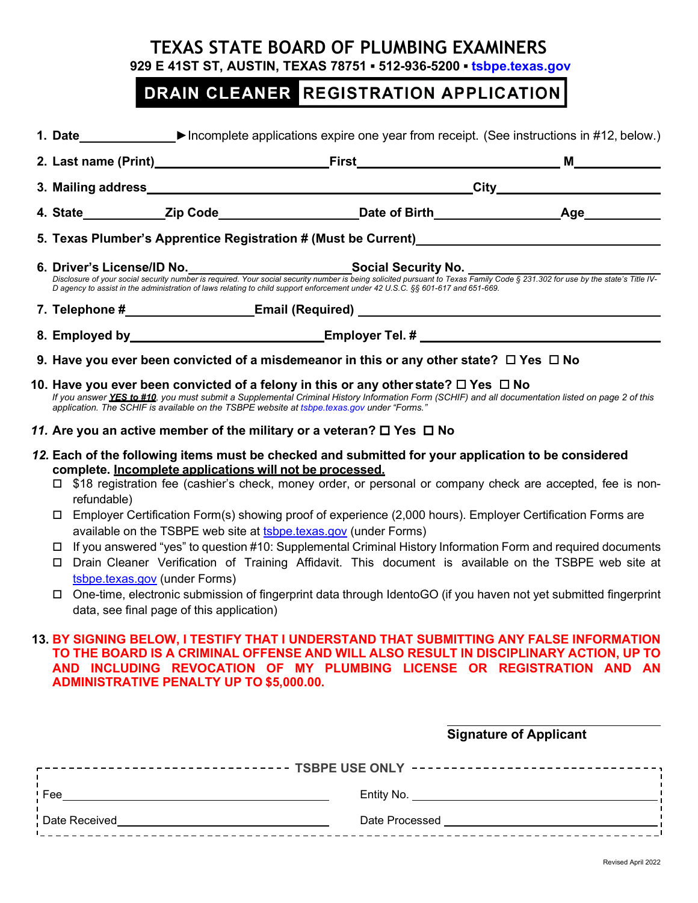# TEXAS STATE BOARD OF PLUMBING EXAMINERS

**929 E 41ST ST, AUSTIN, TEXAS 78751 ▪ 512-936-5200 ▪ tsbpe.texas.gov**

## DRAIN CLEANER REGISTRATION APPLICATION

1. **Date**\_\_\_\_\_\_\_\_\_\_\_\_ ►Incomplete applications expire one year from receipt. (See instructions in #12, below.)
2. **Last name (Print)**\_\_\_\_\_\_\_\_\_\_\_\_ **First**\_\_\_\_\_\_\_\_\_\_\_\_ **M**\_\_\_\_\_\_
3. **Mailing address**\_\_\_\_\_\_\_\_\_\_\_\_\_\_\_\_\_\_\_\_ **City**\_\_\_\_\_\_\_\_\_\_\_\_
4. **State**\_\_\_\_\_\_ **Zip Code**\_\_\_\_\_\_\_\_\_\_ **Date of Birth**\_\_\_\_\_\_\_\_\_\_ **Age**\_\_\_\_\_\_
5. **Texas Plumber's Apprentice Registration # (Must be Current)**\_\_\_\_\_\_\_\_\_\_\_\_\_\_\_\_\_\_\_\_
6. **Driver's License/ID No.**\_\_\_\_\_\_\_\_\_\_\_\_ **Social Security No.** \_\_\_\_\_\_\_\_\_\_\_\_

   *Disclosure of your social security number is required. Your social security number is being solicited pursuant to Texas Family Code § 231.302 for use by the state's Title IV-D agency to assist in the administration of laws relating to child support enforcement under 42 U.S.C. §§ 601-617 and 651-669.*
7. **Telephone #**\_\_\_\_\_\_\_\_\_\_\_\_ **Email (Required)** \_\_\_\_\_\_\_\_\_\_\_\_\_\_\_\_\_\_\_\_
8. **Employed by**\_\_\_\_\_\_\_\_\_\_\_\_ **Employer Tel. #** \_\_\_\_\_\_\_\_\_\_\_\_
9. **Have you ever been convicted of a misdemeanor in this or any other state?** ☐ **Yes** ☐ **No**
10. **Have you ever been convicted of a felony in this or any other state?** ☐ **Yes** ☐ **No**

    *If you answer* ***YES to #10****, you must submit a Supplemental Criminal History Information Form (SCHIF) and all documentation listed on page 2 of this application. The SCHIF is available on the TSBPE website at tsbpe.texas.gov under "Forms."*
11. **Are you an active member of the military or a veteran?** ☐ **Yes** ☐ **No**
12. **Each of the following items must be checked and submitted for your application to be considered complete. Incomplete applications will not be processed.**
    - ☐ $18 registration fee (cashier's check, money order, or personal or company check are accepted, fee is non-refundable)
    - ☐ Employer Certification Form(s) showing proof of experience (2,000 hours). Employer Certification Forms are available on the TSBPE web site at tsbpe.texas.gov (under Forms)
    - ☐ If you answered "yes" to question #10: Supplemental Criminal History Information Form and required documents
    - ☐ Drain Cleaner Verification of Training Affidavit. This document is available on the TSBPE web site at tsbpe.texas.gov (under Forms)
    - ☐ One-time, electronic submission of fingerprint data through IdentoGO (if you haven not yet submitted fingerprint data, see final page of this application)
13. **BY SIGNING BELOW, I TESTIFY THAT I UNDERSTAND THAT SUBMITTING ANY FALSE INFORMATION TO THE BOARD IS A CRIMINAL OFFENSE AND WILL ALSO RESULT IN DISCIPLINARY ACTION, UP TO AND INCLUDING REVOCATION OF MY PLUMBING LICENSE OR REGISTRATION AND AN ADMINISTRATIVE PENALTY UP TO $5,000.00.**

\_\_\_\_\_\_\_\_\_\_\_\_\_\_\_\_\_\_\_\_

**Signature of Applicant**

**TSBPE USE ONLY**

| | |
|---|---|
| Fee \_\_\_\_\_\_\_\_\_\_\_\_ | Entity No. \_\_\_\_\_\_\_\_\_\_\_\_ |
| Date Received \_\_\_\_\_\_\_\_\_\_\_\_ | Date Processed \_\_\_\_\_\_\_\_\_\_\_\_ |

Revised April 2022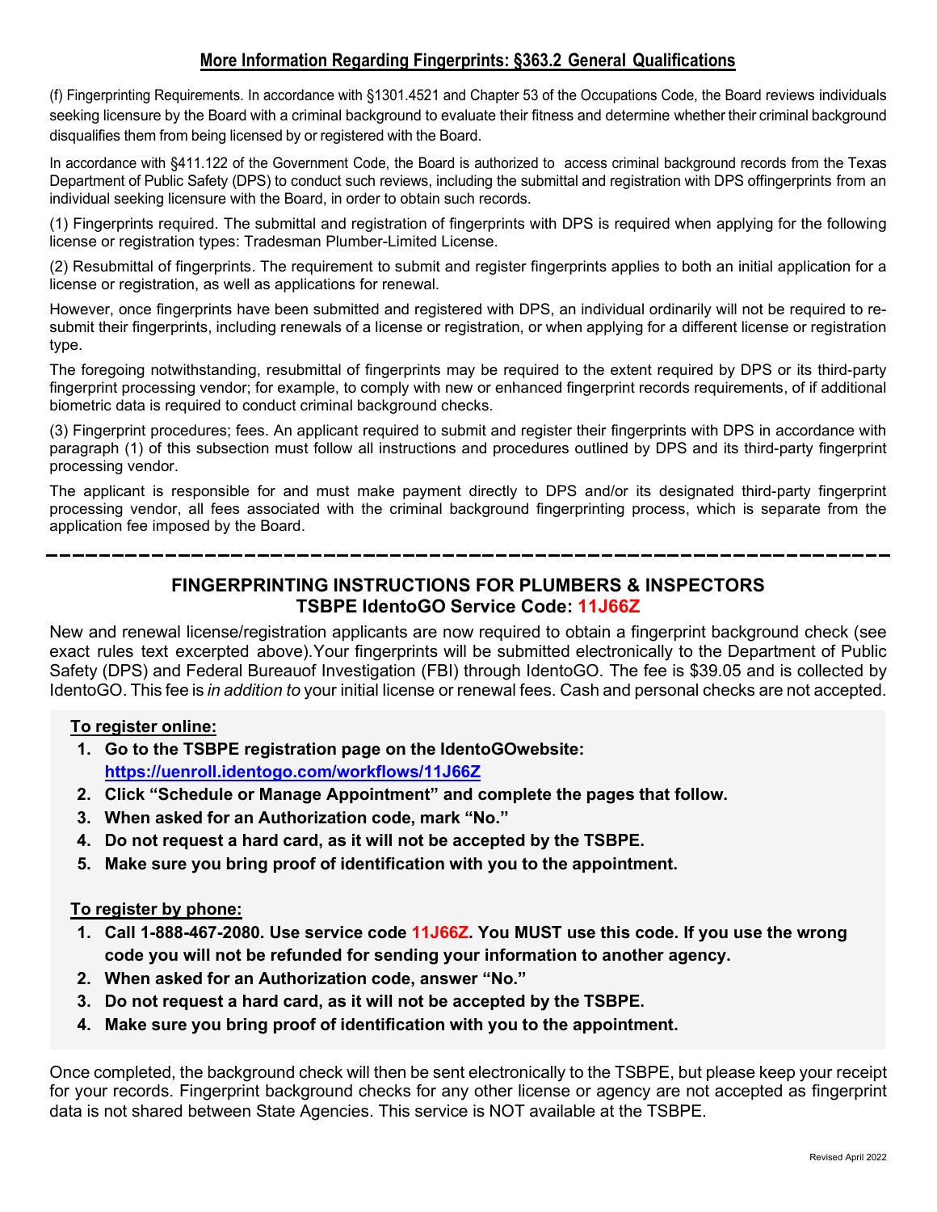## More Information Regarding Fingerprints: §363.2 General Qualifications

(f) Fingerprinting Requirements. In accordance with §1301.4521 and Chapter 53 of the Occupations Code, the Board reviews individuals seeking licensure by the Board with a criminal background to evaluate their fitness and determine whether their criminal background disqualifies them from being licensed by or registered with the Board.

In accordance with §411.122 of the Government Code, the Board is authorized to access criminal background records from the Texas Department of Public Safety (DPS) to conduct such reviews, including the submittal and registration with DPS offingerprints from an individual seeking licensure with the Board, in order to obtain such records.

(1) Fingerprints required. The submittal and registration of fingerprints with DPS is required when applying for the following license or registration types: Tradesman Plumber-Limited License.

(2) Resubmittal of fingerprints. The requirement to submit and register fingerprints applies to both an initial application for a license or registration, as well as applications for renewal.

However, once fingerprints have been submitted and registered with DPS, an individual ordinarily will not be required to re-submit their fingerprints, including renewals of a license or registration, or when applying for a different license or registration type.

The foregoing notwithstanding, resubmittal of fingerprints may be required to the extent required by DPS or its third-party fingerprint processing vendor; for example, to comply with new or enhanced fingerprint records requirements, of if additional biometric data is required to conduct criminal background checks.

(3) Fingerprint procedures; fees. An applicant required to submit and register their fingerprints with DPS in accordance with paragraph (1) of this subsection must follow all instructions and procedures outlined by DPS and its third-party fingerprint processing vendor.

The applicant is responsible for and must make payment directly to DPS and/or its designated third-party fingerprint processing vendor, all fees associated with the criminal background fingerprinting process, which is separate from the application fee imposed by the Board.

---

## FINGERPRINTING INSTRUCTIONS FOR PLUMBERS & INSPECTORS
## TSBPE IdentoGO Service Code: 11J66Z

New and renewal license/registration applicants are now required to obtain a fingerprint background check (see exact rules text excerpted above).Your fingerprints will be submitted electronically to the Department of Public Safety (DPS) and Federal Bureauof Investigation (FBI) through IdentoGO. The fee is $39.05 and is collected by IdentoGO. This fee is *in addition to* your initial license or renewal fees. Cash and personal checks are not accepted.

**To register online:**

1. **Go to the TSBPE registration page on the IdentoGOwebsite: https://uenroll.identogo.com/workflows/11J66Z**
2. **Click "Schedule or Manage Appointment" and complete the pages that follow.**
3. **When asked for an Authorization code, mark "No."**
4. **Do not request a hard card, as it will not be accepted by the TSBPE.**
5. **Make sure you bring proof of identification with you to the appointment.**

**To register by phone:**

1. **Call 1-888-467-2080. Use service code 11J66Z. You MUST use this code. If you use the wrong code you will not be refunded for sending your information to another agency.**
2. **When asked for an Authorization code, answer "No."**
3. **Do not request a hard card, as it will not be accepted by the TSBPE.**
4. **Make sure you bring proof of identification with you to the appointment.**

Once completed, the background check will then be sent electronically to the TSBPE, but please keep your receipt for your records. Fingerprint background checks for any other license or agency are not accepted as fingerprint data is not shared between State Agencies. This service is NOT available at the TSBPE.

Revised April 2022